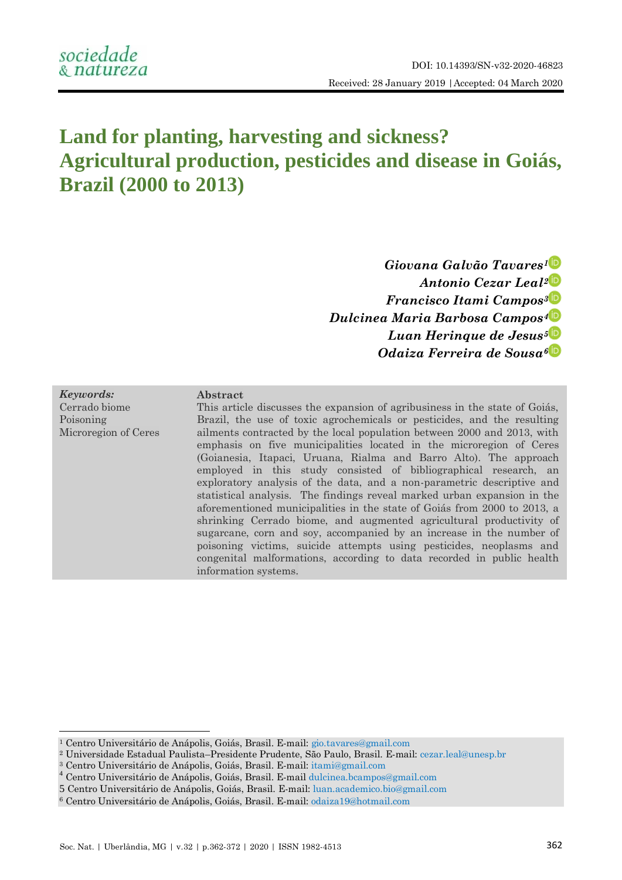DOI: 10.14393/SN-v32-2020-46823

Received: 28 January 2019 | Accepted: 04 March 2020

# Land for planting, harvesting and sickness? Agricultural production, pesticides and disease in Goiás, Brazil (2000 to 2013)

***Giovana Galvão Tavares*[1]**
***Antonio Cezar Leal*[2]**
***Francisco Itami Campos*[3]**
***Dulcinea Maria Barbosa Campos*[4]**
***Luan Herinque de Jesus*[5]**
***Odaiza Ferreira de Sousa*[6]**

***Keywords:***
Cerrado biome
Poisoning
Microregion of Ceres

**Abstract**

This article discusses the expansion of agribusiness in the state of Goiás, Brazil, the use of toxic agrochemicals or pesticides, and the resulting ailments contracted by the local population between 2000 and 2013, with emphasis on five municipalities located in the microregion of Ceres (Goianesia, Itapaci, Uruana, Rialma and Barro Alto). The approach employed in this study consisted of bibliographical research, an exploratory analysis of the data, and a non-parametric descriptive and statistical analysis. The findings reveal marked urban expansion in the aforementioned municipalities in the state of Goiás from 2000 to 2013, a shrinking Cerrado biome, and augmented agricultural productivity of sugarcane, corn and soy, accompanied by an increase in the number of poisoning victims, suicide attempts using pesticides, neoplasms and congenital malformations, according to data recorded in public health information systems.

---

[1] Centro Universitário de Anápolis, Goiás, Brasil. E-mail: gio.tavares@gmail.com
[2] Universidade Estadual Paulista–Presidente Prudente, São Paulo, Brasil. E-mail: cezar.leal@unesp.br
[3] Centro Universitário de Anápolis, Goiás, Brasil. E-mail: itami@gmail.com
[4] Centro Universitário de Anápolis, Goiás, Brasil. E-mail dulcinea.bcampos@gmail.com
[5] Centro Universitário de Anápolis, Goiás, Brasil. E-mail: luan.academico.bio@gmail.com
[6] Centro Universitário de Anápolis, Goiás, Brasil. E-mail: odaiza19@hotmail.com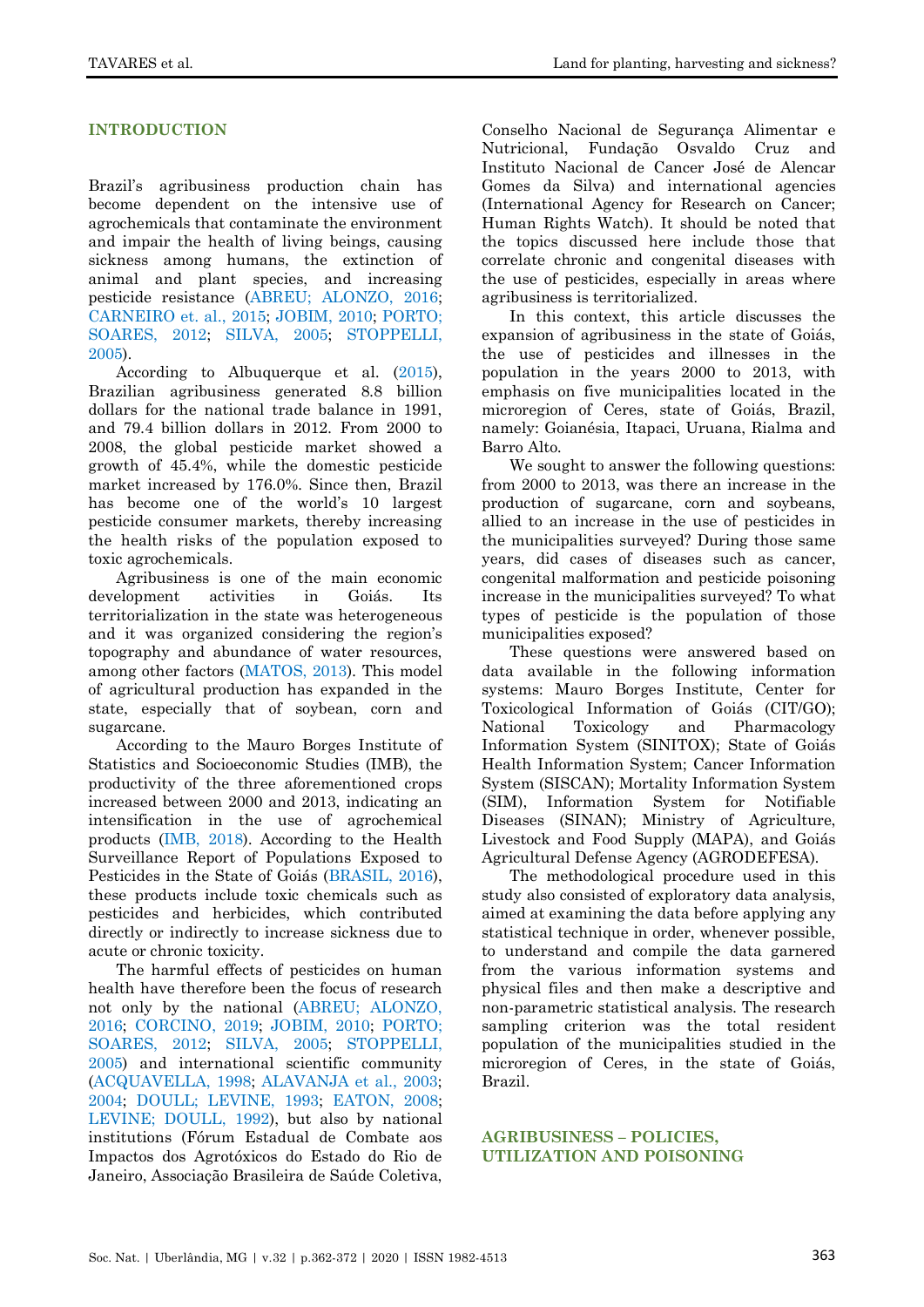## INTRODUCTION

Brazil's agribusiness production chain has become dependent on the intensive use of agrochemicals that contaminate the environment and impair the health of living beings, causing sickness among humans, the extinction of animal and plant species, and increasing pesticide resistance (ABREU; ALONZO, 2016; CARNEIRO et. al., 2015; JOBIM, 2010; PORTO; SOARES, 2012; SILVA, 2005; STOPPELLI, 2005).

According to Albuquerque et al. (2015), Brazilian agribusiness generated 8.8 billion dollars for the national trade balance in 1991, and 79.4 billion dollars in 2012. From 2000 to 2008, the global pesticide market showed a growth of 45.4%, while the domestic pesticide market increased by 176.0%. Since then, Brazil has become one of the world's 10 largest pesticide consumer markets, thereby increasing the health risks of the population exposed to toxic agrochemicals.

Agribusiness is one of the main economic development activities in Goiás. Its territorialization in the state was heterogeneous and it was organized considering the region's topography and abundance of water resources, among other factors (MATOS, 2013). This model of agricultural production has expanded in the state, especially that of soybean, corn and sugarcane.

According to the Mauro Borges Institute of Statistics and Socioeconomic Studies (IMB), the productivity of the three aforementioned crops increased between 2000 and 2013, indicating an intensification in the use of agrochemical products (IMB, 2018). According to the Health Surveillance Report of Populations Exposed to Pesticides in the State of Goiás (BRASIL, 2016), these products include toxic chemicals such as pesticides and herbicides, which contributed directly or indirectly to increase sickness due to acute or chronic toxicity.

The harmful effects of pesticides on human health have therefore been the focus of research not only by the national (ABREU; ALONZO, 2016; CORCINO, 2019; JOBIM, 2010; PORTO; SOARES, 2012; SILVA, 2005; STOPPELLI, 2005) and international scientific community (ACQUAVELLA, 1998; ALAVANJA et al., 2003; 2004; DOULL; LEVINE, 1993; EATON, 2008; LEVINE; DOULL, 1992), but also by national institutions (Fórum Estadual de Combate aos Impactos dos Agrotóxicos do Estado do Rio de Janeiro, Associação Brasileira de Saúde Coletiva, Conselho Nacional de Segurança Alimentar e Nutricional, Fundação Osvaldo Cruz and Instituto Nacional de Cancer José de Alencar Gomes da Silva) and international agencies (International Agency for Research on Cancer; Human Rights Watch). It should be noted that the topics discussed here include those that correlate chronic and congenital diseases with the use of pesticides, especially in areas where agribusiness is territorialized.

In this context, this article discusses the expansion of agribusiness in the state of Goiás, the use of pesticides and illnesses in the population in the years 2000 to 2013, with emphasis on five municipalities located in the microregion of Ceres, state of Goiás, Brazil, namely: Goianésia, Itapaci, Uruana, Rialma and Barro Alto.

We sought to answer the following questions: from 2000 to 2013, was there an increase in the production of sugarcane, corn and soybeans, allied to an increase in the use of pesticides in the municipalities surveyed? During those same years, did cases of diseases such as cancer, congenital malformation and pesticide poisoning increase in the municipalities surveyed? To what types of pesticide is the population of those municipalities exposed?

These questions were answered based on data available in the following information systems: Mauro Borges Institute, Center for Toxicological Information of Goiás (CIT/GO); National Toxicology and Pharmacology Information System (SINITOX); State of Goiás Health Information System; Cancer Information System (SISCAN); Mortality Information System (SIM), Information System for Notifiable Diseases (SINAN); Ministry of Agriculture, Livestock and Food Supply (MAPA), and Goiás Agricultural Defense Agency (AGRODEFESA).

The methodological procedure used in this study also consisted of exploratory data analysis, aimed at examining the data before applying any statistical technique in order, whenever possible, to understand and compile the data garnered from the various information systems and physical files and then make a descriptive and non-parametric statistical analysis. The research sampling criterion was the total resident population of the municipalities studied in the microregion of Ceres, in the state of Goiás, Brazil.

## AGRIBUSINESS – POLICIES, UTILIZATION AND POISONING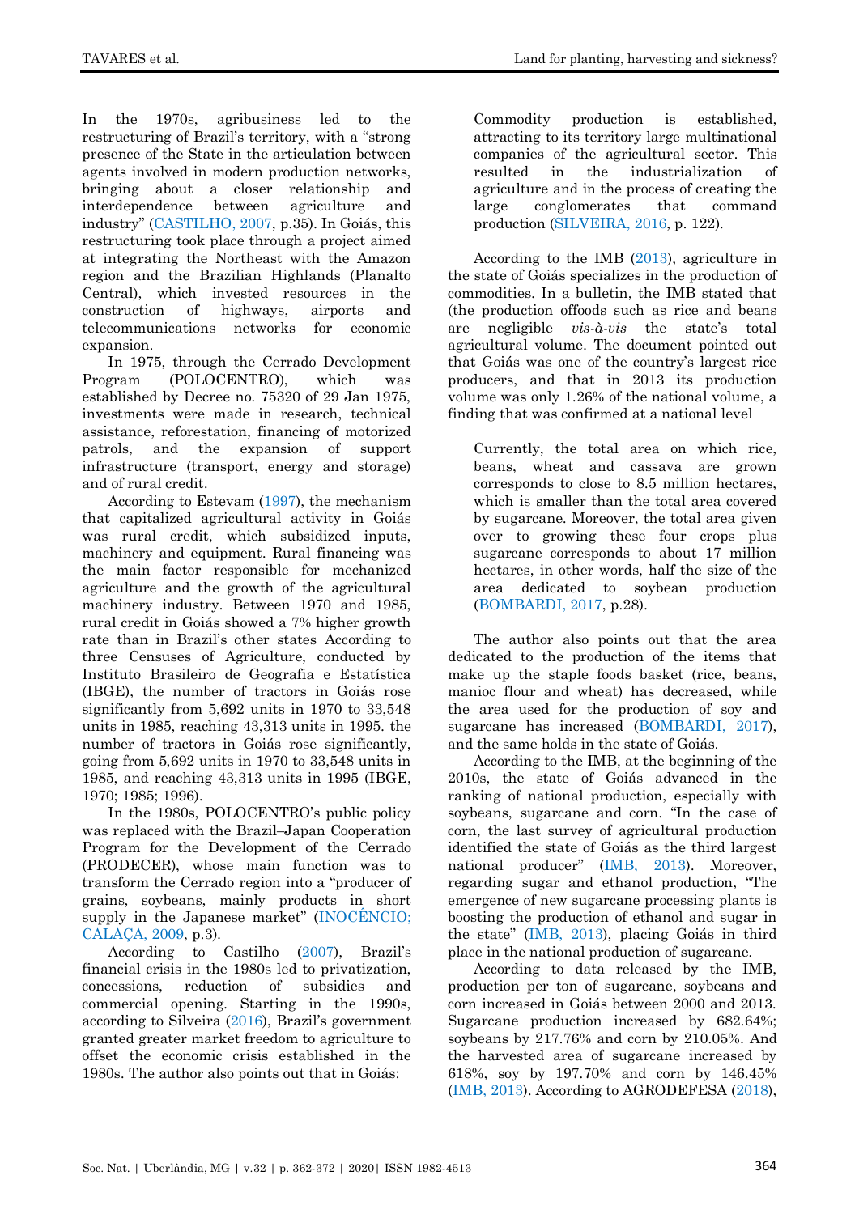In the 1970s, agribusiness led to the restructuring of Brazil's territory, with a "strong presence of the State in the articulation between agents involved in modern production networks, bringing about a closer relationship and interdependence between agriculture and industry" (CASTILHO, 2007, p.35). In Goiás, this restructuring took place through a project aimed at integrating the Northeast with the Amazon region and the Brazilian Highlands (Planalto Central), which invested resources in the construction of highways, airports and telecommunications networks for economic expansion.

In 1975, through the Cerrado Development Program (POLOCENTRO), which was established by Decree no. 75320 of 29 Jan 1975, investments were made in research, technical assistance, reforestation, financing of motorized patrols, and the expansion of support infrastructure (transport, energy and storage) and of rural credit.

According to Estevam (1997), the mechanism that capitalized agricultural activity in Goiás was rural credit, which subsidized inputs, machinery and equipment. Rural financing was the main factor responsible for mechanized agriculture and the growth of the agricultural machinery industry. Between 1970 and 1985, rural credit in Goiás showed a 7% higher growth rate than in Brazil's other states According to three Censuses of Agriculture, conducted by Instituto Brasileiro de Geografia e Estatística (IBGE), the number of tractors in Goiás rose significantly from 5,692 units in 1970 to 33,548 units in 1985, reaching 43,313 units in 1995. the number of tractors in Goiás rose significantly, going from 5,692 units in 1970 to 33,548 units in 1985, and reaching 43,313 units in 1995 (IBGE, 1970; 1985; 1996).

In the 1980s, POLOCENTRO's public policy was replaced with the Brazil–Japan Cooperation Program for the Development of the Cerrado (PRODECER), whose main function was to transform the Cerrado region into a "producer of grains, soybeans, mainly products in short supply in the Japanese market" (INOCÊNCIO; CALAÇA, 2009, p.3).

According to Castilho (2007), Brazil's financial crisis in the 1980s led to privatization, concessions, reduction of subsidies and commercial opening. Starting in the 1990s, according to Silveira (2016), Brazil's government granted greater market freedom to agriculture to offset the economic crisis established in the 1980s. The author also points out that in Goiás:

> Commodity production is established, attracting to its territory large multinational companies of the agricultural sector. This resulted in the industrialization of agriculture and in the process of creating the large conglomerates that command production (SILVEIRA, 2016, p. 122).

According to the IMB (2013), agriculture in the state of Goiás specializes in the production of commodities. In a bulletin, the IMB stated that (the production offoods such as rice and beans are negligible *vis-à-vis* the state's total agricultural volume. The document pointed out that Goiás was one of the country's largest rice producers, and that in 2013 its production volume was only 1.26% of the national volume, a finding that was confirmed at a national level

> Currently, the total area on which rice, beans, wheat and cassava are grown corresponds to close to 8.5 million hectares, which is smaller than the total area covered by sugarcane. Moreover, the total area given over to growing these four crops plus sugarcane corresponds to about 17 million hectares, in other words, half the size of the area dedicated to soybean production (BOMBARDI, 2017, p.28).

The author also points out that the area dedicated to the production of the items that make up the staple foods basket (rice, beans, manioc flour and wheat) has decreased, while the area used for the production of soy and sugarcane has increased (BOMBARDI, 2017), and the same holds in the state of Goiás.

According to the IMB, at the beginning of the 2010s, the state of Goiás advanced in the ranking of national production, especially with soybeans, sugarcane and corn. "In the case of corn, the last survey of agricultural production identified the state of Goiás as the third largest national producer" (IMB, 2013). Moreover, regarding sugar and ethanol production, "The emergence of new sugarcane processing plants is boosting the production of ethanol and sugar in the state" (IMB, 2013), placing Goiás in third place in the national production of sugarcane.

According to data released by the IMB, production per ton of sugarcane, soybeans and corn increased in Goiás between 2000 and 2013. Sugarcane production increased by 682.64%; soybeans by 217.76% and corn by 210.05%. And the harvested area of sugarcane increased by 618%, soy by 197.70% and corn by 146.45% (IMB, 2013). According to AGRODEFESA (2018),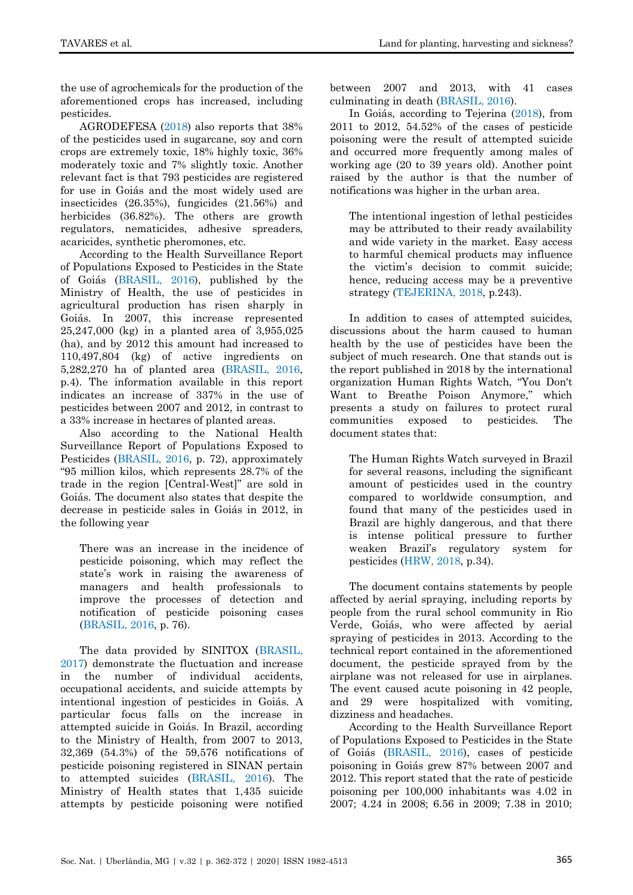the use of agrochemicals for the production of the aforementioned crops has increased, including pesticides.

AGRODEFESA (2018) also reports that 38% of the pesticides used in sugarcane, soy and corn crops are extremely toxic, 18% highly toxic, 36% moderately toxic and 7% slightly toxic. Another relevant fact is that 793 pesticides are registered for use in Goiás and the most widely used are insecticides (26.35%), fungicides (21.56%) and herbicides (36.82%). The others are growth regulators, nematicides, adhesive spreaders, acaricides, synthetic pheromones, etc.

According to the Health Surveillance Report of Populations Exposed to Pesticides in the State of Goiás (BRASIL, 2016), published by the Ministry of Health, the use of pesticides in agricultural production has risen sharply in Goiás. In 2007, this increase represented 25,247,000 (kg) in a planted area of 3,955,025 (ha), and by 2012 this amount had increased to 110,497,804 (kg) of active ingredients on 5,282,270 ha of planted area (BRASIL, 2016, p.4). The information available in this report indicates an increase of 337% in the use of pesticides between 2007 and 2012, in contrast to a 33% increase in hectares of planted areas.

Also according to the National Health Surveillance Report of Populations Exposed to Pesticides (BRASIL, 2016, p. 72), approximately "95 million kilos, which represents 28.7% of the trade in the region [Central-West]" are sold in Goiás. The document also states that despite the decrease in pesticide sales in Goiás in 2012, in the following year

> There was an increase in the incidence of pesticide poisoning, which may reflect the state's work in raising the awareness of managers and health professionals to improve the processes of detection and notification of pesticide poisoning cases (BRASIL, 2016, p. 76).

The data provided by SINITOX (BRASIL, 2017) demonstrate the fluctuation and increase in the number of individual accidents, occupational accidents, and suicide attempts by intentional ingestion of pesticides in Goiás. A particular focus falls on the increase in attempted suicide in Goiás. In Brazil, according to the Ministry of Health, from 2007 to 2013, 32,369 (54.3%) of the 59,576 notifications of pesticide poisoning registered in SINAN pertain to attempted suicides (BRASIL, 2016). The Ministry of Health states that 1,435 suicide attempts by pesticide poisoning were notified between 2007 and 2013, with 41 cases culminating in death (BRASIL, 2016).

In Goiás, according to Tejerina (2018), from 2011 to 2012, 54.52% of the cases of pesticide poisoning were the result of attempted suicide and occurred more frequently among males of working age (20 to 39 years old). Another point raised by the author is that the number of notifications was higher in the urban area.

> The intentional ingestion of lethal pesticides may be attributed to their ready availability and wide variety in the market. Easy access to harmful chemical products may influence the victim's decision to commit suicide; hence, reducing access may be a preventive strategy (TEJERINA, 2018, p.243).

In addition to cases of attempted suicides, discussions about the harm caused to human health by the use of pesticides have been the subject of much research. One that stands out is the report published in 2018 by the international organization Human Rights Watch, "You Don't Want to Breathe Poison Anymore," which presents a study on failures to protect rural communities exposed to pesticides. The document states that:

> The Human Rights Watch surveyed in Brazil for several reasons, including the significant amount of pesticides used in the country compared to worldwide consumption, and found that many of the pesticides used in Brazil are highly dangerous, and that there is intense political pressure to further weaken Brazil's regulatory system for pesticides (HRW, 2018, p.34).

The document contains statements by people affected by aerial spraying, including reports by people from the rural school community in Rio Verde, Goiás, who were affected by aerial spraying of pesticides in 2013. According to the technical report contained in the aforementioned document, the pesticide sprayed from by the airplane was not released for use in airplanes. The event caused acute poisoning in 42 people, and 29 were hospitalized with vomiting, dizziness and headaches.

According to the Health Surveillance Report of Populations Exposed to Pesticides in the State of Goiás (BRASIL, 2016), cases of pesticide poisoning in Goiás grew 87% between 2007 and 2012. This report stated that the rate of pesticide poisoning per 100,000 inhabitants was 4.02 in 2007; 4.24 in 2008; 6.56 in 2009; 7.38 in 2010;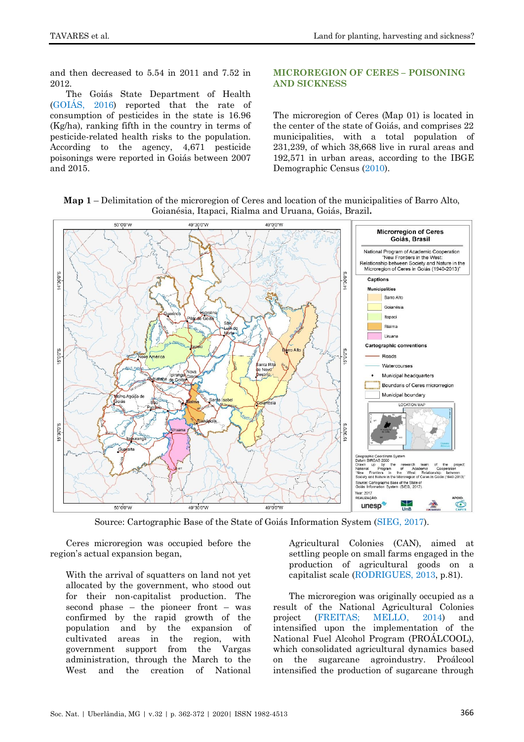and then decreased to 5.54 in 2011 and 7.52 in 2012.

The Goiás State Department of Health (GOIÁS, 2016) reported that the rate of consumption of pesticides in the state is 16.96 (Kg/ha), ranking fifth in the country in terms of pesticide-related health risks to the population. According to the agency, 4,671 pesticide poisonings were reported in Goiás between 2007 and 2015.

## MICROREGION OF CERES – POISONING AND SICKNESS

The microregion of Ceres (Map 01) is located in the center of the state of Goiás, and comprises 22 municipalities, with a total population of 231,239, of which 38,668 live in rural areas and 192,571 in urban areas, according to the IBGE Demographic Census (2010).

**Map 1** – Delimitation of the microregion of Ceres and location of the municipalities of Barro Alto, Goianésia, Itapaci, Rialma and Uruana, Goiás, Brazil.

Source: Cartographic Base of the State of Goiás Information System (SIEG, 2017).

Ceres microregion was occupied before the region's actual expansion began,

> With the arrival of squatters on land not yet allocated by the government, who stood out for their non-capitalist production. The second phase – the pioneer front – was confirmed by the rapid growth of the population and by the expansion of cultivated areas in the region, with government support from the Vargas administration, through the March to the West and the creation of National Agricultural Colonies (CAN), aimed at settling people on small farms engaged in the production of agricultural goods on a capitalist scale (RODRIGUES, 2013, p.81).

The microregion was originally occupied as a result of the National Agricultural Colonies project (FREITAS; MELLO, 2014) and intensified upon the implementation of the National Fuel Alcohol Program (PROÁLCOOL), which consolidated agricultural dynamics based on the sugarcane agroindustry. Proálcool intensified the production of sugarcane through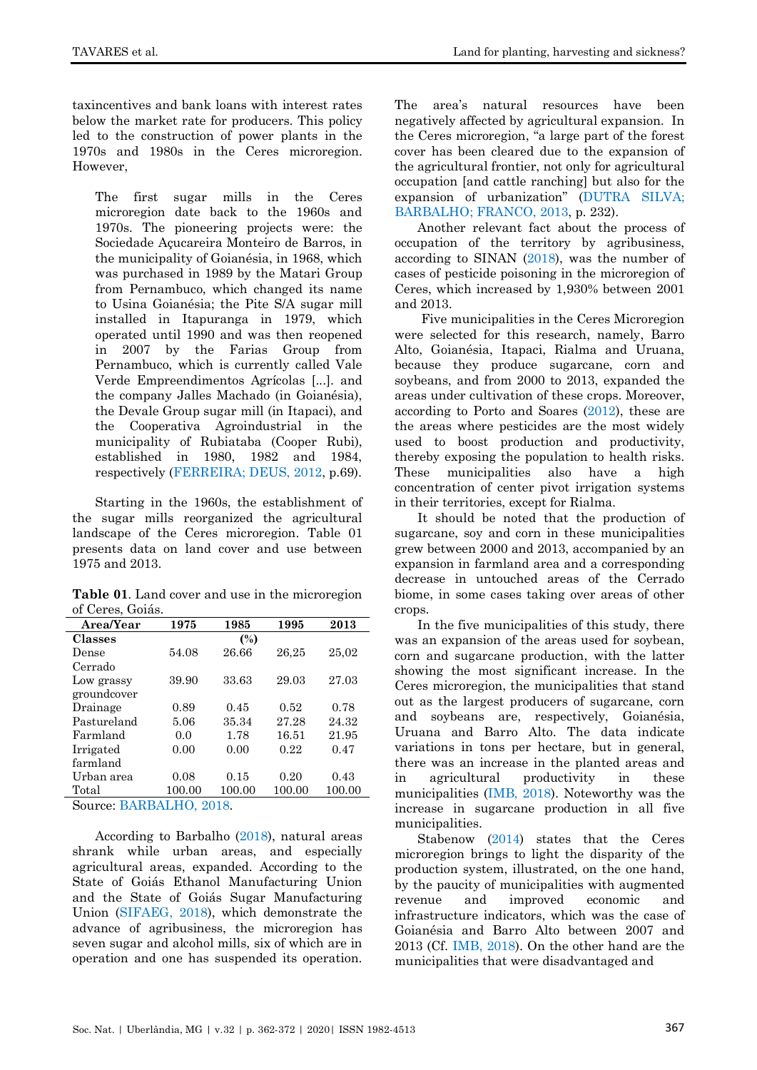taxincentives and bank loans with interest rates below the market rate for producers. This policy led to the construction of power plants in the 1970s and 1980s in the Ceres microregion. However,

> The first sugar mills in the Ceres microregion date back to the 1960s and 1970s. The pioneering projects were: the Sociedade Açucareira Monteiro de Barros, in the municipality of Goianésia, in 1968, which was purchased in 1989 by the Matari Group from Pernambuco, which changed its name to Usina Goianésia; the Pite S/A sugar mill installed in Itapuranga in 1979, which operated until 1990 and was then reopened in 2007 by the Farias Group from Pernambuco, which is currently called Vale Verde Empreendimentos Agrícolas [...]. and the company Jalles Machado (in Goianésia), the Devale Group sugar mill (in Itapaci), and the Cooperativa Agroindustrial in the municipality of Rubiataba (Cooper Rubi), established in 1980, 1982 and 1984, respectively (FERREIRA; DEUS, 2012, p.69).

Starting in the 1960s, the establishment of the sugar mills reorganized the agricultural landscape of the Ceres microregion. Table 01 presents data on land cover and use between 1975 and 2013.

**Table 01**. Land cover and use in the microregion of Ceres, Goiás.

| Area/Year | 1975 | 1985 | 1995 | 2013 |
|---|---|---|---|---|
| **Classes** | | (%) | | |
| Dense Cerrado | 54.08 | 26.66 | 26,25 | 25,02 |
| Low grassy groundcover | 39.90 | 33.63 | 29.03 | 27.03 |
| Drainage | 0.89 | 0.45 | 0.52 | 0.78 |
| Pastureland | 5.06 | 35.34 | 27.28 | 24.32 |
| Farmland | 0.0 | 1.78 | 16.51 | 21.95 |
| Irrigated farmland | 0.00 | 0.00 | 0.22 | 0.47 |
| Urban area | 0.08 | 0.15 | 0.20 | 0.43 |
| Total | 100.00 | 100.00 | 100.00 | 100.00 |

Source: BARBALHO, 2018.

According to Barbalho (2018), natural areas shrank while urban areas, and especially agricultural areas, expanded. According to the State of Goiás Ethanol Manufacturing Union and the State of Goiás Sugar Manufacturing Union (SIFAEG, 2018), which demonstrate the advance of agribusiness, the microregion has seven sugar and alcohol mills, six of which are in operation and one has suspended its operation. The area's natural resources have been negatively affected by agricultural expansion. In the Ceres microregion, "a large part of the forest cover has been cleared due to the expansion of the agricultural frontier, not only for agricultural occupation [and cattle ranching] but also for the expansion of urbanization" (DUTRA SILVA; BARBALHO; FRANCO, 2013, p. 232).

Another relevant fact about the process of occupation of the territory by agribusiness, according to SINAN (2018), was the number of cases of pesticide poisoning in the microregion of Ceres, which increased by 1,930% between 2001 and 2013.

Five municipalities in the Ceres Microregion were selected for this research, namely, Barro Alto, Goianésia, Itapaci, Rialma and Uruana, because they produce sugarcane, corn and soybeans, and from 2000 to 2013, expanded the areas under cultivation of these crops. Moreover, according to Porto and Soares (2012), these are the areas where pesticides are the most widely used to boost production and productivity, thereby exposing the population to health risks. These municipalities also have a high concentration of center pivot irrigation systems in their territories, except for Rialma.

It should be noted that the production of sugarcane, soy and corn in these municipalities grew between 2000 and 2013, accompanied by an expansion in farmland area and a corresponding decrease in untouched areas of the Cerrado biome, in some cases taking over areas of other crops.

In the five municipalities of this study, there was an expansion of the areas used for soybean, corn and sugarcane production, with the latter showing the most significant increase. In the Ceres microregion, the municipalities that stand out as the largest producers of sugarcane, corn and soybeans are, respectively, Goianésia, Uruana and Barro Alto. The data indicate variations in tons per hectare, but in general, there was an increase in the planted areas and in agricultural productivity in these municipalities (IMB, 2018). Noteworthy was the increase in sugarcane production in all five municipalities.

Stabenow (2014) states that the Ceres microregion brings to light the disparity of the production system, illustrated, on the one hand, by the paucity of municipalities with augmented revenue and improved economic and infrastructure indicators, which was the case of Goianésia and Barro Alto between 2007 and 2013 (Cf. IMB, 2018). On the other hand are the municipalities that were disadvantaged and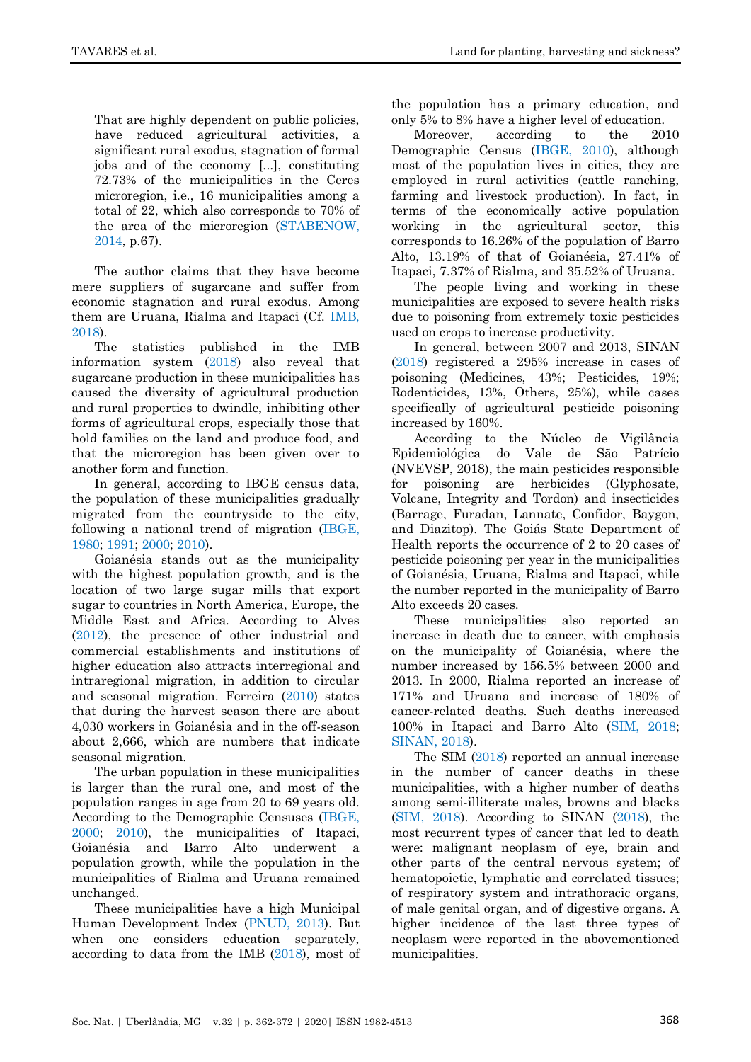> That are highly dependent on public policies, have reduced agricultural activities, a significant rural exodus, stagnation of formal jobs and of the economy [...], constituting 72.73% of the municipalities in the Ceres microregion, i.e., 16 municipalities among a total of 22, which also corresponds to 70% of the area of the microregion (STABENOW, 2014, p.67).

The author claims that they have become mere suppliers of sugarcane and suffer from economic stagnation and rural exodus. Among them are Uruana, Rialma and Itapaci (Cf. IMB, 2018).

The statistics published in the IMB information system (2018) also reveal that sugarcane production in these municipalities has caused the diversity of agricultural production and rural properties to dwindle, inhibiting other forms of agricultural crops, especially those that hold families on the land and produce food, and that the microregion has been given over to another form and function.

In general, according to IBGE census data, the population of these municipalities gradually migrated from the countryside to the city, following a national trend of migration (IBGE, 1980; 1991; 2000; 2010).

Goianésia stands out as the municipality with the highest population growth, and is the location of two large sugar mills that export sugar to countries in North America, Europe, the Middle East and Africa. According to Alves (2012), the presence of other industrial and commercial establishments and institutions of higher education also attracts interregional and intraregional migration, in addition to circular and seasonal migration. Ferreira (2010) states that during the harvest season there are about 4,030 workers in Goianésia and in the off-season about 2,666, which are numbers that indicate seasonal migration.

The urban population in these municipalities is larger than the rural one, and most of the population ranges in age from 20 to 69 years old. According to the Demographic Censuses (IBGE, 2000; 2010), the municipalities of Itapaci, Goianésia and Barro Alto underwent a population growth, while the population in the municipalities of Rialma and Uruana remained unchanged.

These municipalities have a high Municipal Human Development Index (PNUD, 2013). But when one considers education separately, according to data from the IMB (2018), most of the population has a primary education, and only 5% to 8% have a higher level of education.

Moreover, according to the 2010 Demographic Census (IBGE, 2010), although most of the population lives in cities, they are employed in rural activities (cattle ranching, farming and livestock production). In fact, in terms of the economically active population working in the agricultural sector, this corresponds to 16.26% of the population of Barro Alto, 13.19% of that of Goianésia, 27.41% of Itapaci, 7.37% of Rialma, and 35.52% of Uruana.

The people living and working in these municipalities are exposed to severe health risks due to poisoning from extremely toxic pesticides used on crops to increase productivity.

In general, between 2007 and 2013, SINAN (2018) registered a 295% increase in cases of poisoning (Medicines, 43%; Pesticides, 19%; Rodenticides, 13%, Others, 25%), while cases specifically of agricultural pesticide poisoning increased by 160%.

According to the Núcleo de Vigilância Epidemiológica do Vale de São Patrício (NVEVSP, 2018), the main pesticides responsible for poisoning are herbicides (Glyphosate, Volcane, Integrity and Tordon) and insecticides (Barrage, Furadan, Lannate, Confidor, Baygon, and Diazitop). The Goiás State Department of Health reports the occurrence of 2 to 20 cases of pesticide poisoning per year in the municipalities of Goianésia, Uruana, Rialma and Itapaci, while the number reported in the municipality of Barro Alto exceeds 20 cases.

These municipalities also reported an increase in death due to cancer, with emphasis on the municipality of Goianésia, where the number increased by 156.5% between 2000 and 2013. In 2000, Rialma reported an increase of 171% and Uruana and increase of 180% of cancer-related deaths. Such deaths increased 100% in Itapaci and Barro Alto (SIM, 2018; SINAN, 2018).

The SIM (2018) reported an annual increase in the number of cancer deaths in these municipalities, with a higher number of deaths among semi-illiterate males, browns and blacks (SIM, 2018). According to SINAN (2018), the most recurrent types of cancer that led to death were: malignant neoplasm of eye, brain and other parts of the central nervous system; of hematopoietic, lymphatic and correlated tissues; of respiratory system and intrathoracic organs, of male genital organ, and of digestive organs. A higher incidence of the last three types of neoplasm were reported in the abovementioned municipalities.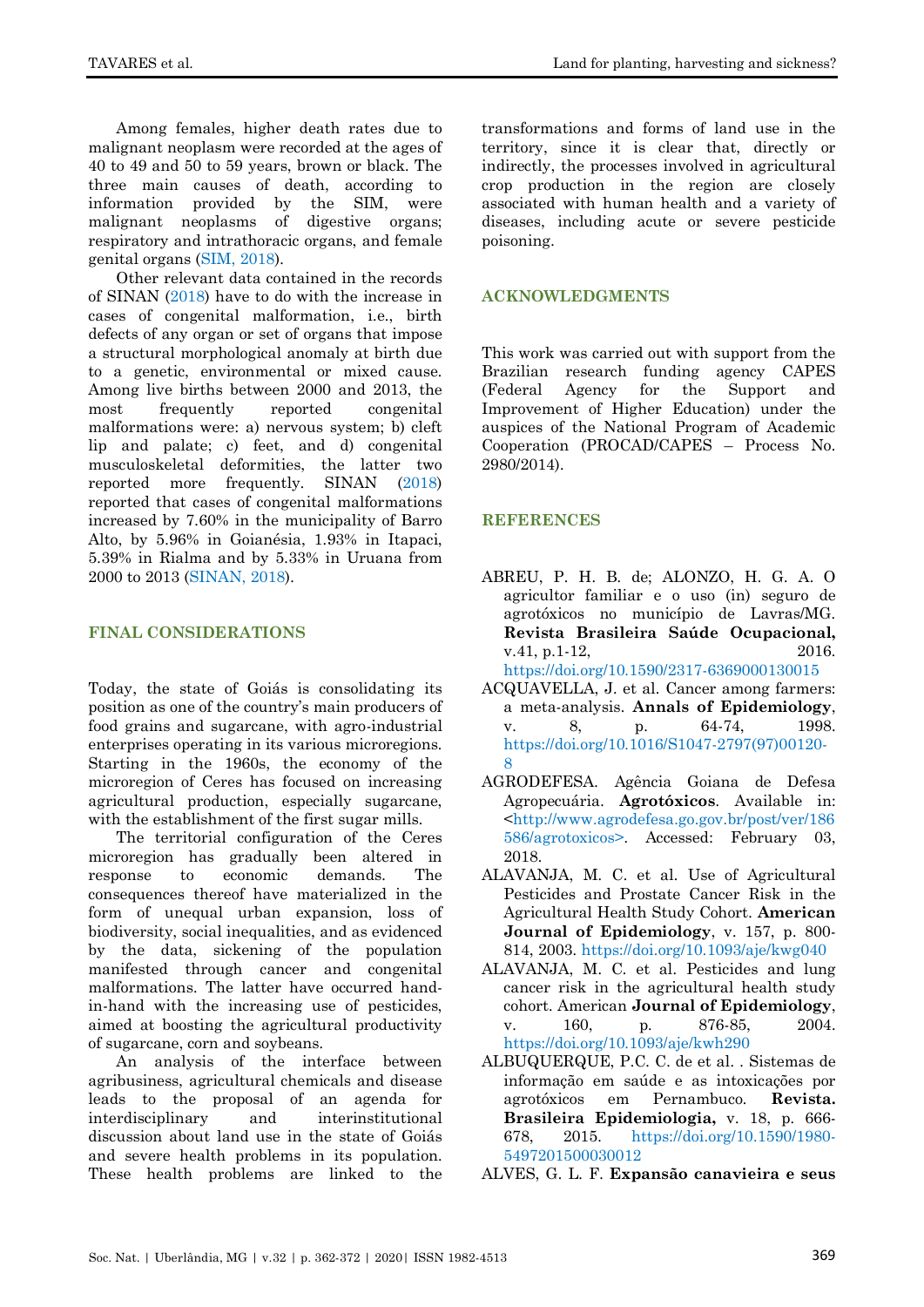Among females, higher death rates due to malignant neoplasm were recorded at the ages of 40 to 49 and 50 to 59 years, brown or black. The three main causes of death, according to information provided by the SIM, were malignant neoplasms of digestive organs; respiratory and intrathoracic organs, and female genital organs (SIM, 2018).

Other relevant data contained in the records of SINAN (2018) have to do with the increase in cases of congenital malformation, i.e., birth defects of any organ or set of organs that impose a structural morphological anomaly at birth due to a genetic, environmental or mixed cause. Among live births between 2000 and 2013, the most frequently reported congenital malformations were: a) nervous system; b) cleft lip and palate; c) feet, and d) congenital musculoskeletal deformities, the latter two reported more frequently. SINAN (2018) reported that cases of congenital malformations increased by 7.60% in the municipality of Barro Alto, by 5.96% in Goianésia, 1.93% in Itapaci, 5.39% in Rialma and by 5.33% in Uruana from 2000 to 2013 (SINAN, 2018).

## FINAL CONSIDERATIONS

Today, the state of Goiás is consolidating its position as one of the country's main producers of food grains and sugarcane, with agro-industrial enterprises operating in its various microregions. Starting in the 1960s, the economy of the microregion of Ceres has focused on increasing agricultural production, especially sugarcane, with the establishment of the first sugar mills.

The territorial configuration of the Ceres microregion has gradually been altered in response to economic demands. The consequences thereof have materialized in the form of unequal urban expansion, loss of biodiversity, social inequalities, and as evidenced by the data, sickening of the population manifested through cancer and congenital malformations. The latter have occurred hand-in-hand with the increasing use of pesticides, aimed at boosting the agricultural productivity of sugarcane, corn and soybeans.

An analysis of the interface between agribusiness, agricultural chemicals and disease leads to the proposal of an agenda for interdisciplinary and interinstitutional discussion about land use in the state of Goiás and severe health problems in its population. These health problems are linked to the transformations and forms of land use in the territory, since it is clear that, directly or indirectly, the processes involved in agricultural crop production in the region are closely associated with human health and a variety of diseases, including acute or severe pesticide poisoning.

## ACKNOWLEDGMENTS

This work was carried out with support from the Brazilian research funding agency CAPES (Federal Agency for the Support and Improvement of Higher Education) under the auspices of the National Program of Academic Cooperation (PROCAD/CAPES – Process No. 2980/2014).

## REFERENCES

ABREU, P. H. B. de; ALONZO, H. G. A. O agricultor familiar e o uso (in) seguro de agrotóxicos no município de Lavras/MG. **Revista Brasileira Saúde Ocupacional,** v.41, p.1-12, 2016. https://doi.org/10.1590/2317-6369000130015

ACQUAVELLA, J. et al. Cancer among farmers: a meta-analysis. **Annals of Epidemiology**, v. 8, p. 64-74, 1998. https://doi.org/10.1016/S1047-2797(97)00120-8

AGRODEFESA. Agência Goiana de Defesa Agropecuária. **Agrotóxicos**. Available in: <http://www.agrodefesa.go.gov.br/post/ver/186586/agrotoxicos>. Accessed: February 03, 2018.

ALAVANJA, M. C. et al. Use of Agricultural Pesticides and Prostate Cancer Risk in the Agricultural Health Study Cohort. **American Journal of Epidemiology**, v. 157, p. 800-814, 2003. https://doi.org/10.1093/aje/kwg040

ALAVANJA, M. C. et al. Pesticides and lung cancer risk in the agricultural health study cohort. American **Journal of Epidemiology**, v. 160, p. 876-85, 2004. https://doi.org/10.1093/aje/kwh290

ALBUQUERQUE, P.C. C. de et al. . Sistemas de informação em saúde e as intoxicações por agrotóxicos em Pernambuco. **Revista. Brasileira Epidemiologia,** v. 18, p. 666-678, 2015. https://doi.org/10.1590/1980-5497201500030012

ALVES, G. L. F. **Expansão canavieira e seus**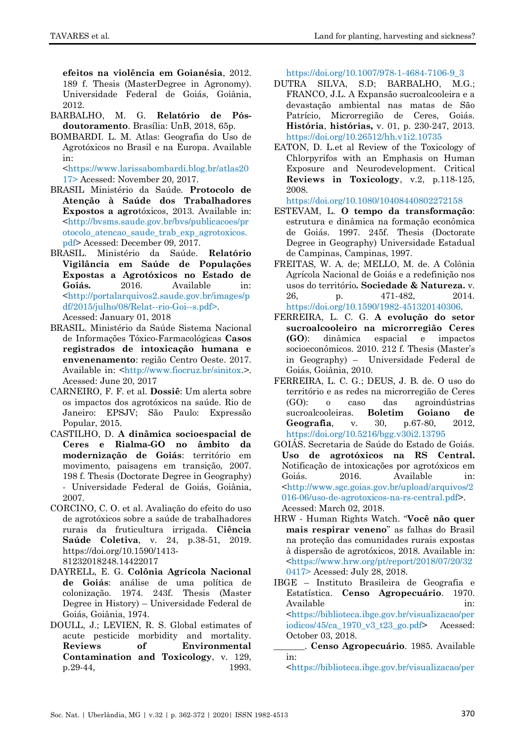**efeitos na violência em Goianésia**, 2012. 189 f. Thesis (MasterDegree in Agronomy). Universidade Federal de Goiás, Goiânia, 2012.

BARBALHO, M. G. **Relatório de Pós-doutoramento**. Brasília: UnB, 2018, 65p.

BOMBARDI. L. M. Atlas: Geografia do Uso de Agrotóxicos no Brasil e na Europa. Available in: <https://www.larissabombardi.blog.br/atlas2017> Acessed: November 20, 2017.

BRASIL Ministério da Saúde. **Protocolo de Atenção à Saúde dos Trabalhadores Expostos a agro**tóxicos, 2013. Available in: <http://bvsms.saude.gov.br/bvs/publicacoes/protocolo_atencao_saude_trab_exp_agrotoxicos.pdf> Acessed: December 09, 2017.

BRASIL. Ministério da Saúde. **Relatório Vigilância em Saúde de Populações Expostas a Agrotóxicos no Estado de Goiás.** 2016. Available in: <http://portalarquivos2.saude.gov.br/images/pdf/2015/julho/08/Relat--rio-Goi--s.pdf>. Acessed: January 01, 2018

BRASIL. Ministério da Saúde Sistema Nacional de Informações Tóxico-Farmacológicas **Casos registrados de intoxicação humana e envenenamento**: região Centro Oeste. 2017. Available in: <http://www.fiocruz.br/sinitox.>. Acessed: June 20, 2017

CARNEIRO, F. F. et al. **Dossiê**: Um alerta sobre os impactos dos agrotóxicos na saúde. Rio de Janeiro: EPSJV; São Paulo: Expressão Popular, 2015.

CASTILHO, D. **A dinâmica socioespacial de Ceres e Rialma-GO no âmbito da modernização de Goiás**: território em movimento, paisagens em transição, 2007. 198 f. Thesis (Doctorate Degree in Geography) - Universidade Federal de Goiás, Goiânia, 2007.

CORCINO, C. O. et al. Avaliação do efeito do uso de agrotóxicos sobre a saúde de trabalhadores rurais da fruticultura irrigada. **Ciência Saúde Coletiva**, v. 24, p.38-51, 2019. https://doi.org/10.1590/1413-81232018248.14422017

DAYRELL, E. G. **Colônia Agrícola Nacional de Goiás**: análise de uma política de colonização. 1974. 243f. Thesis (Master Degree in History) – Universidade Federal de Goiás, Goiânia, 1974.

DOULL, J.; LEVIEN, R. S. Global estimates of acute pesticide morbidity and mortality. **Reviews of Environmental Contamination and Toxicology**, v. 129, p.29-44, 1993. https://doi.org/10.1007/978-1-4684-7106-9_3

DUTRA SILVA, S.D; BARBALHO, M.G.; FRANCO, J.L. A Expansão sucroalcooleira e a devastação ambiental nas matas de São Patrício, Microrregião de Ceres, Goiás. **História, histórias,** v. 01, p. 230-247, 2013. https://doi.org/10.26512/hh.v1i2.10735

EATON, D. L.et al Review of the Toxicology of Chlorpyrifos with an Emphasis on Human Exposure and Neurodevelopment. **Critical Reviews in Toxicology**, v.2, p.118-125, 2008. https://doi.org/10.1080/10408440802272158

ESTEVAM, L. **O tempo da transformação**: estrutura e dinâmica na formação econômica de Goiás. 1997. 245f. Thesis (Doctorate Degree in Geography) Universidade Estadual de Campinas, Campinas, 1997.

FREITAS, W. A. de; MELLO, M. de. A Colônia Agrícola Nacional de Goiás e a redefinição nos usos do território**. Sociedade & Natureza.** v. 26, p. 471-482, 2014. https://doi.org/10.1590/1982-451320140306.

FERREIRA, L. C. G. **A evolução do setor sucroalcooleiro na microrregião Ceres (GO)**: dinâmica espacial e impactos socioeconômicos. 2010. 212 f. Thesis (Master's in Geography) – Universidade Federal de Goiás, Goiânia, 2010.

FERREIRA, L. C. G.; DEUS, J. B. de. O uso do território e as redes na microrregião de Ceres (GO): o caso das agroindústrias sucroalcooleiras. **Boletim Goiano de Geografia**, v. 30, p.67-80, 2012, https://doi.org/10.5216/bgg.v30i2.13795

GOIÁS. Secretaria de Saúde do Estado de Goiás. **Uso de agrotóxicos na RS Central.** Notificação de intoxicações por agrotóxicos em Goiás. 2016. Available in: <http://www.sgc.goias.gov.br/upload/arquivos/2016-06/uso-de-agrotoxicos-na-rs-central.pdf>. Acessed: March 02, 2018.

HRW - Human Rights Watch. "**Você não quer mais respirar veneno**" as falhas do Brasil na proteção das comunidades rurais expostas à dispersão de agrotóxicos, 2018. Available in: <https://www.hrw.org/pt/report/2018/07/20/320417> Acessed: July 28, 2018.

IBGE – Instituto Brasileira de Geografia e Estatística. **Censo Agropecuário**. 1970. Available in: <https://biblioteca.ibge.gov.br/visualizacao/periodicos/45/ca_1970_v3_t23_go.pdf> Acessed: October 03, 2018.

_______. **Censo Agropecuário**. 1985. Available in: <https://biblioteca.ibge.gov.br/visualizacao/per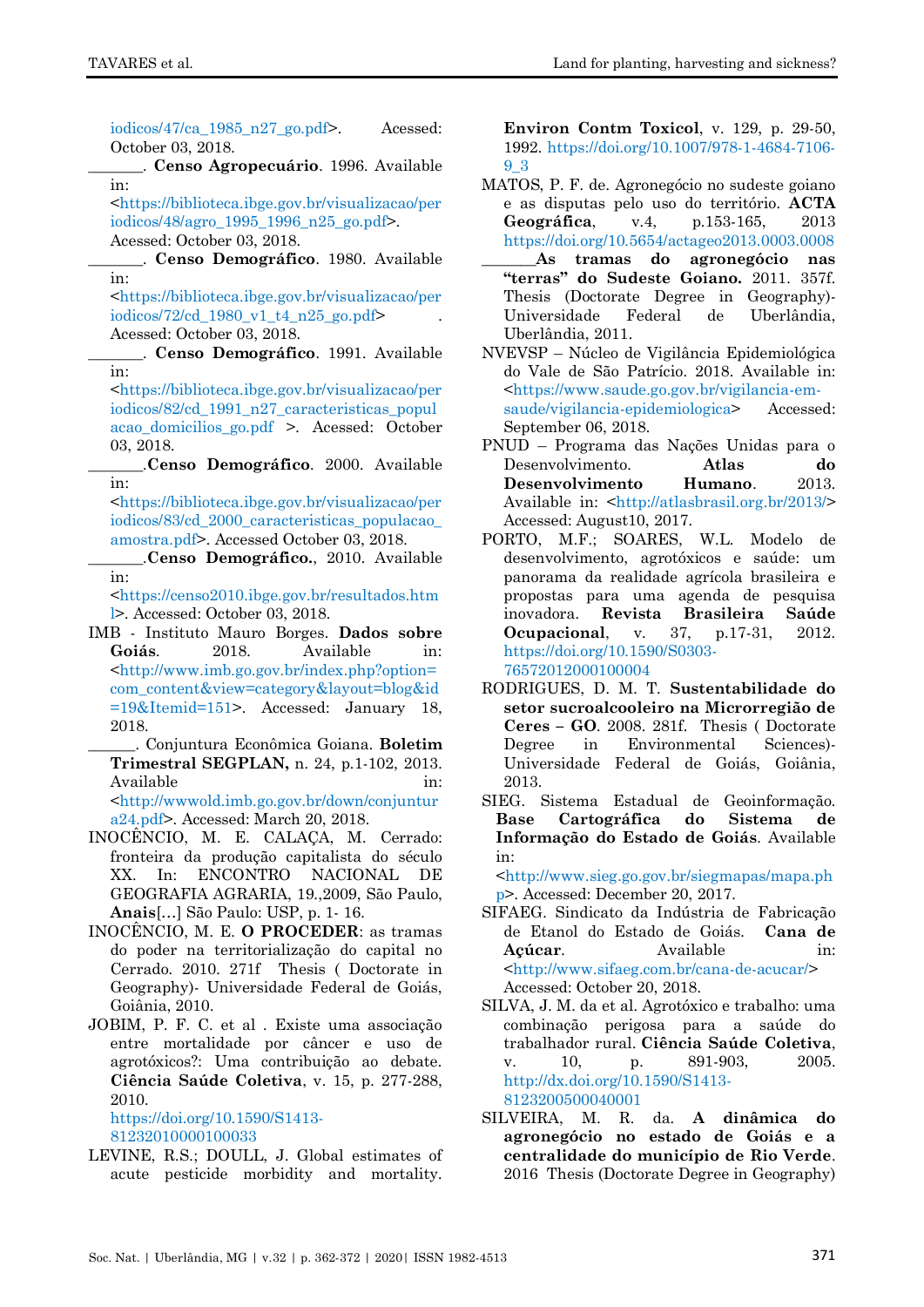iodicos/47/ca_1985_n27_go.pdf>. Acessed: October 03, 2018.

_______. **Censo Agropecuário**. 1996. Available in: <https://biblioteca.ibge.gov.br/visualizacao/periodicos/48/agro_1995_1996_n25_go.pdf>. Acessed: October 03, 2018.

_______. **Censo Demográfico**. 1980. Available in: <https://biblioteca.ibge.gov.br/visualizacao/periodicos/72/cd_1980_v1_t4_n25_go.pdf> . Acessed: October 03, 2018.

_______. **Censo Demográfico**. 1991. Available in: <https://biblioteca.ibge.gov.br/visualizacao/periodicos/82/cd_1991_n27_caracteristicas_populacao_domicilios_go.pdf >. Acessed: October 03, 2018.

_______.**Censo Demográfico**. 2000. Available in: <https://biblioteca.ibge.gov.br/visualizacao/periodicos/83/cd_2000_caracteristicas_populacao_amostra.pdf>. Accessed October 03, 2018.

_______.**Censo Demográfico.**, 2010. Available in: <https://censo2010.ibge.gov.br/resultados.html>. Accessed: October 03, 2018.

IMB - Instituto Mauro Borges. **Dados sobre Goiás**. 2018. Available in: <http://www.imb.go.gov.br/index.php?option=com_content&view=category&layout=blog&id=19&Itemid=151>. Accessed: January 18, 2018.

______. Conjuntura Econômica Goiana. **Boletim Trimestral SEGPLAN,** n. 24, p.1-102, 2013. Available in: <http://wwwold.imb.go.gov.br/down/conjuntura24.pdf>. Accessed: March 20, 2018.

INOCÊNCIO, M. E. CALAÇA, M. Cerrado: fronteira da produção capitalista do século XX. In: ENCONTRO NACIONAL DE GEOGRAFIA AGRARIA, 19.,2009, São Paulo, **Anais**[...] São Paulo: USP, p. 1- 16.

INOCÊNCIO, M. E. **O PROCEDER**: as tramas do poder na territorialização do capital no Cerrado. 2010. 271f Thesis ( Doctorate in Geography)- Universidade Federal de Goiás, Goiânia, 2010.

JOBIM, P. F. C. et al . Existe uma associação entre mortalidade por câncer e uso de agrotóxicos?: Uma contribuição ao debate. **Ciência Saúde Coletiva**, v. 15, p. 277-288, 2010. https://doi.org/10.1590/S1413-81232010000100033

LEVINE, R.S.; DOULL, J. Global estimates of acute pesticide morbidity and mortality. **Environ Contm Toxicol**, v. 129, p. 29-50, 1992. https://doi.org/10.1007/978-1-4684-7106-9_3

MATOS, P. F. de. Agronegócio no sudeste goiano e as disputas pelo uso do território. **ACTA Geográfica**, v.4, p.153-165, 2013 https://doi.org/10.5654/actageo2013.0003.0008

_______**As tramas do agronegócio nas "terras" do Sudeste Goiano.** 2011. 357f. Thesis (Doctorate Degree in Geography)- Universidade Federal de Uberlândia, Uberlândia, 2011.

NVEVSP – Núcleo de Vigilância Epidemiológica do Vale de São Patrício. 2018. Available in: <https://www.saude.go.gov.br/vigilancia-em-saude/vigilancia-epidemiologica> Accessed: September 06, 2018.

PNUD – Programa das Nações Unidas para o Desenvolvimento. **Atlas do Desenvolvimento Humano**. 2013. Available in: <http://atlasbrasil.org.br/2013/> Accessed: August10, 2017.

PORTO, M.F.; SOARES, W.L. Modelo de desenvolvimento, agrotóxicos e saúde: um panorama da realidade agrícola brasileira e propostas para uma agenda de pesquisa inovadora. **Revista Brasileira Saúde Ocupacional**, v. 37, p.17-31, 2012. https://doi.org/10.1590/S0303-76572012000100004

RODRIGUES, D. M. T. **Sustentabilidade do setor sucroalcooleiro na Microrregião de Ceres – GO**. 2008. 281f. Thesis ( Doctorate Degree in Environmental Sciences)- Universidade Federal de Goiás, Goiânia, 2013.

SIEG. Sistema Estadual de Geoinformação. **Base Cartográfica do Sistema de Informação do Estado de Goiás**. Available in: <http://www.sieg.go.gov.br/siegmapas/mapa.php>. Accessed: December 20, 2017.

SIFAEG. Sindicato da Indústria de Fabricação de Etanol do Estado de Goiás. **Cana de Açúcar**. Available in: <http://www.sifaeg.com.br/cana-de-acucar/> Accessed: October 20, 2018.

SILVA, J. M. da et al. Agrotóxico e trabalho: uma combinação perigosa para a saúde do trabalhador rural. **Ciência Saúde Coletiva**, v. 10, p. 891-903, 2005. http://dx.doi.org/10.1590/S1413-81232005000400011

SILVEIRA, M. R. da. **A dinâmica do agronegócio no estado de Goiás e a centralidade do município de Rio Verde**. 2016 Thesis (Doctorate Degree in Geography)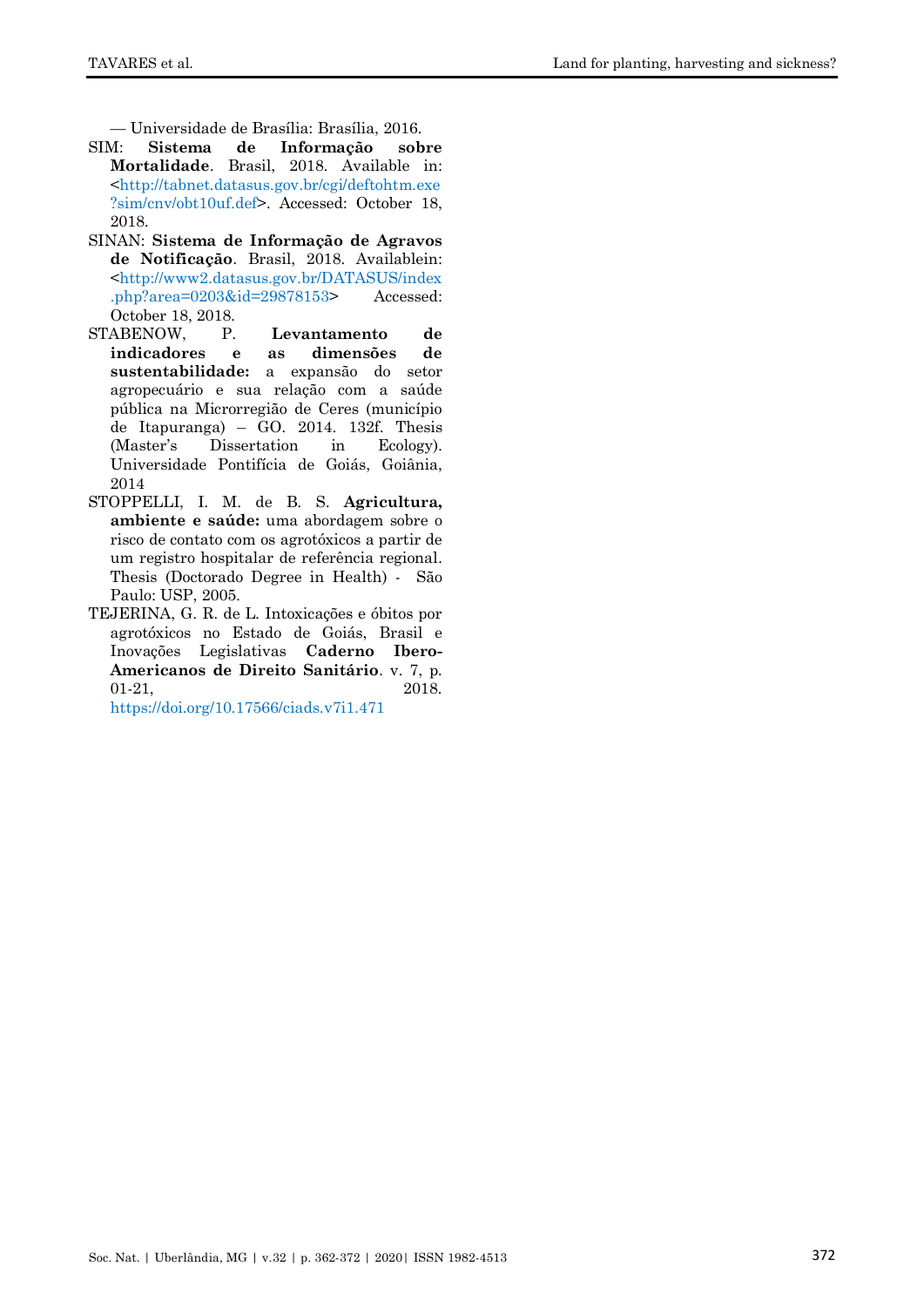— Universidade de Brasília: Brasília, 2016.

SIM: **Sistema de Informação sobre Mortalidade**. Brasil, 2018. Available in: <http://tabnet.datasus.gov.br/cgi/deftohtm.exe?sim/cnv/obt10uf.def>. Accessed: October 18, 2018.

SINAN: **Sistema de Informação de Agravos de Notificação**. Brasil, 2018. Availablein: <http://www2.datasus.gov.br/DATASUS/index.php?area=0203&id=29878153> Accessed: October 18, 2018.

STABENOW, P. **Levantamento de indicadores e as dimensões de sustentabilidade:** a expansão do setor agropecuário e sua relação com a saúde pública na Microrregião de Ceres (município de Itapuranga) – GO. 2014. 132f. Thesis (Master's Dissertation in Ecology). Universidade Pontifícia de Goiás, Goiânia, 2014

STOPPELLI, I. M. de B. S. **Agricultura, ambiente e saúde:** uma abordagem sobre o risco de contato com os agrotóxicos a partir de um registro hospitalar de referência regional. Thesis (Doctorado Degree in Health) - São Paulo: USP, 2005.

TEJERINA, G. R. de L. Intoxicações e óbitos por agrotóxicos no Estado de Goiás, Brasil e Inovações Legislativas **Caderno Ibero-Americanos de Direito Sanitário**. v. 7, p. 01-21, 2018. https://doi.org/10.17566/ciads.v7i1.471